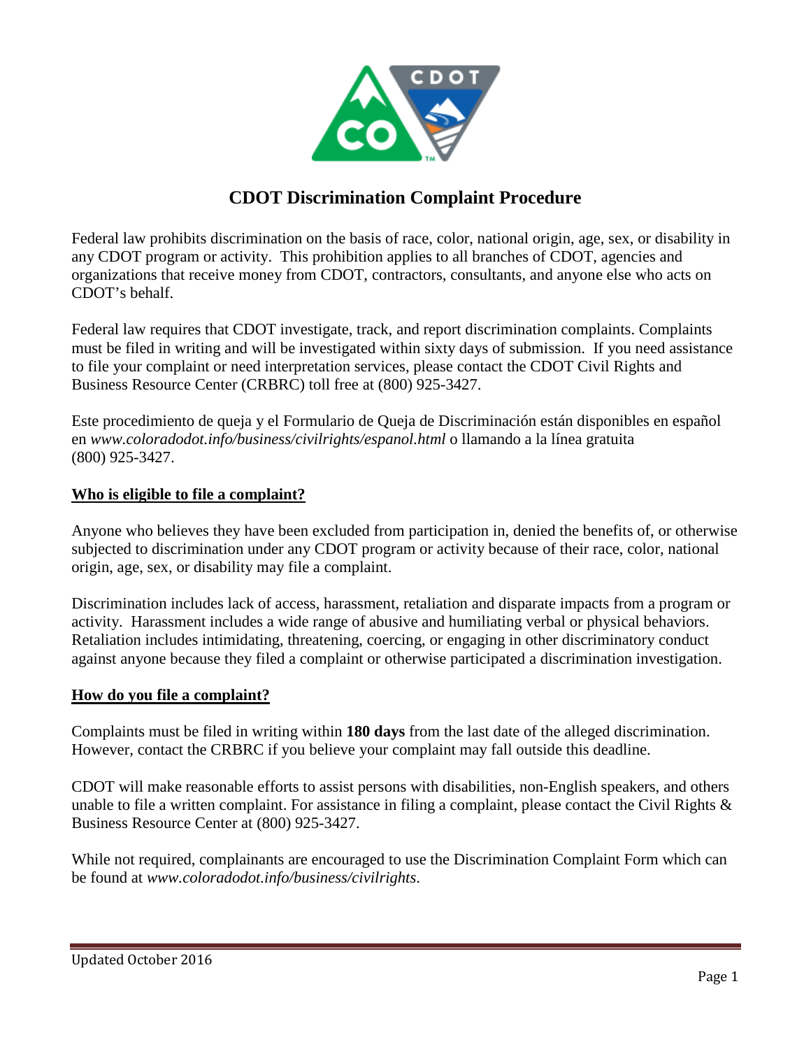# CDOT Discrimination Complaint Procedure

Federal law prohibits discrimination on the basis of race, color, national origin, age, sex, or disability in any CDOT program or activity. This prohibition applies to all branches of CDOT, agencies and organizations that receive money from CDOT, contractors, consultants, and anyone else who acts on CDOT's behalf.

Federal law requires that CDOT investigate, track, and report discrimination complaints. Complaints must be filed in writing and will be investigated within sixty days of submission. If you need assistance to file your complaint or need interpretation services, please contact the CDOT Civil Rights and Business Resource Center (CRBRC) toll free at (800) 925-3427.

Este procedimiento de queja y el Formulario de Queja de Discriminación están disponibles en español en *www.coloradodot.info/business/civilrights/espanol.html* o llamando a la línea gratuita (800) 925-3427.

## Who is eligible to file a complaint?

Anyone who believes they have been excluded from participation in, denied the benefits of, or otherwise subjected to discrimination under any CDOT program or activity because of their race, color, national origin, age, sex, or disability may file a complaint.

Discrimination includes lack of access, harassment, retaliation and disparate impacts from a program or activity. Harassment includes a wide range of abusive and humiliating verbal or physical behaviors. Retaliation includes intimidating, threatening, coercing, or engaging in other discriminatory conduct against anyone because they filed a complaint or otherwise participated a discrimination investigation.

## How do you file a complaint?

Complaints must be filed in writing within **180 days** from the last date of the alleged discrimination. However, contact the CRBRC if you believe your complaint may fall outside this deadline.

CDOT will make reasonable efforts to assist persons with disabilities, non-English speakers, and others unable to file a written complaint. For assistance in filing a complaint, please contact the Civil Rights & Business Resource Center at (800) 925-3427.

While not required, complainants are encouraged to use the Discrimination Complaint Form which can be found at *www.coloradodot.info/business/civilrights*.

Updated October 2016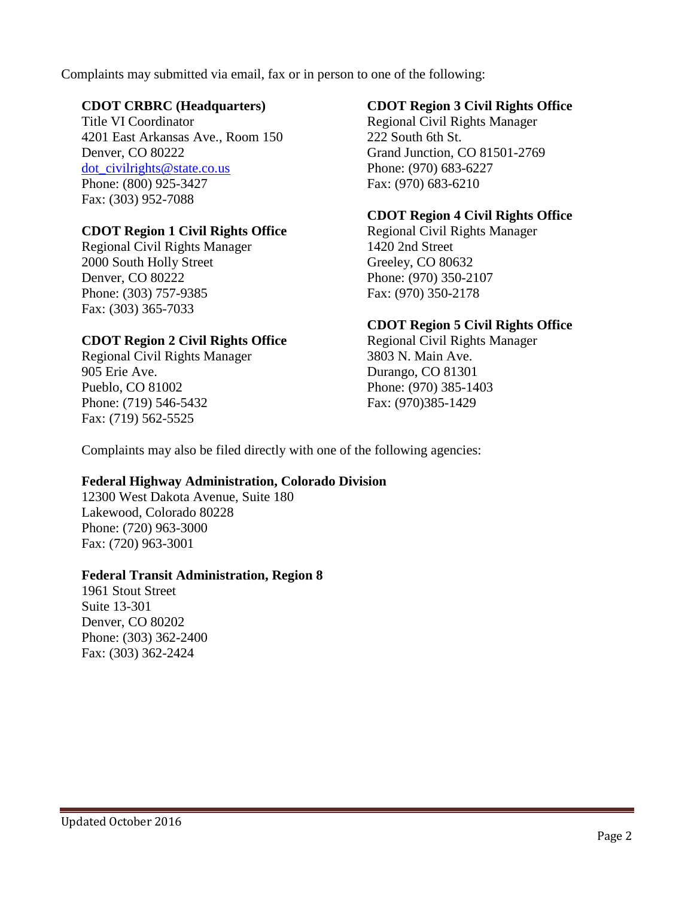Complaints may submitted via email, fax or in person to one of the following:

**CDOT CRBRC (Headquarters)**
Title VI Coordinator
4201 East Arkansas Ave., Room 150
Denver, CO 80222
dot_civilrights@state.co.us
Phone: (800) 925-3427
Fax: (303) 952-7088

**CDOT Region 1 Civil Rights Office**
Regional Civil Rights Manager
2000 South Holly Street
Denver, CO 80222
Phone: (303) 757-9385
Fax: (303) 365-7033

**CDOT Region 2 Civil Rights Office**
Regional Civil Rights Manager
905 Erie Ave.
Pueblo, CO 81002
Phone: (719) 546-5432
Fax: (719) 562-5525

**CDOT Region 3 Civil Rights Office**
Regional Civil Rights Manager
222 South 6th St.
Grand Junction, CO 81501-2769
Phone: (970) 683-6227
Fax: (970) 683-6210

**CDOT Region 4 Civil Rights Office**
Regional Civil Rights Manager
1420 2nd Street
Greeley, CO 80632
Phone: (970) 350-2107
Fax: (970) 350-2178

**CDOT Region 5 Civil Rights Office**
Regional Civil Rights Manager
3803 N. Main Ave.
Durango, CO 81301
Phone: (970) 385-1403
Fax: (970)385-1429

Complaints may also be filed directly with one of the following agencies:

**Federal Highway Administration, Colorado Division**
12300 West Dakota Avenue, Suite 180
Lakewood, Colorado 80228
Phone: (720) 963-3000
Fax: (720) 963-3001

**Federal Transit Administration, Region 8**
1961 Stout Street
Suite 13-301
Denver, CO 80202
Phone: (303) 362-2400
Fax: (303) 362-2424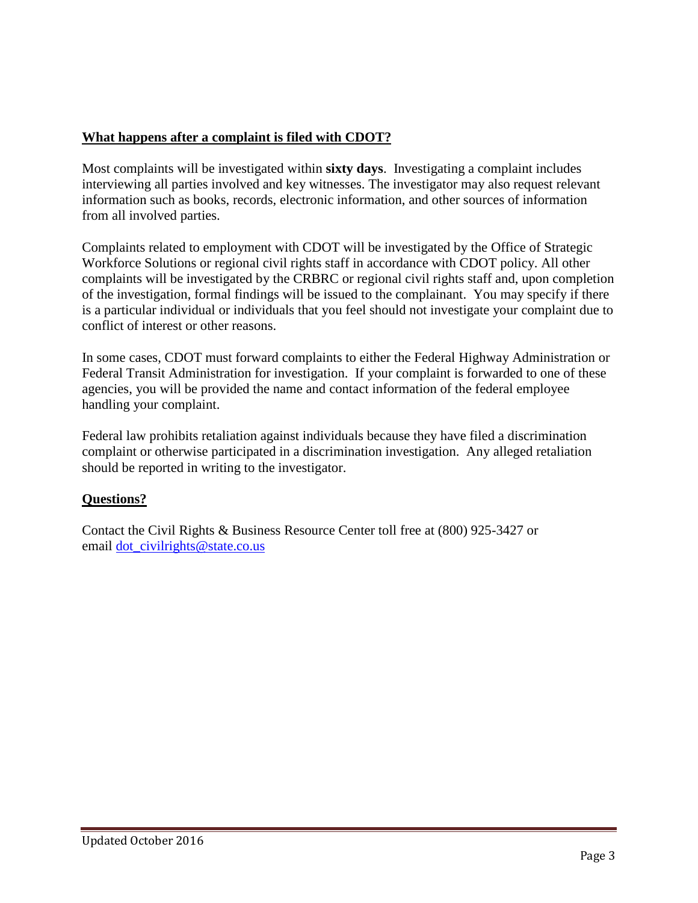## What happens after a complaint is filed with CDOT?

Most complaints will be investigated within **sixty days**. Investigating a complaint includes interviewing all parties involved and key witnesses. The investigator may also request relevant information such as books, records, electronic information, and other sources of information from all involved parties.

Complaints related to employment with CDOT will be investigated by the Office of Strategic Workforce Solutions or regional civil rights staff in accordance with CDOT policy. All other complaints will be investigated by the CRBRC or regional civil rights staff and, upon completion of the investigation, formal findings will be issued to the complainant. You may specify if there is a particular individual or individuals that you feel should not investigate your complaint due to conflict of interest or other reasons.

In some cases, CDOT must forward complaints to either the Federal Highway Administration or Federal Transit Administration for investigation. If your complaint is forwarded to one of these agencies, you will be provided the name and contact information of the federal employee handling your complaint.

Federal law prohibits retaliation against individuals because they have filed a discrimination complaint or otherwise participated in a discrimination investigation. Any alleged retaliation should be reported in writing to the investigator.

## Questions?

Contact the Civil Rights & Business Resource Center toll free at (800) 925-3427 or email dot_civilrights@state.co.us

Updated October 2016